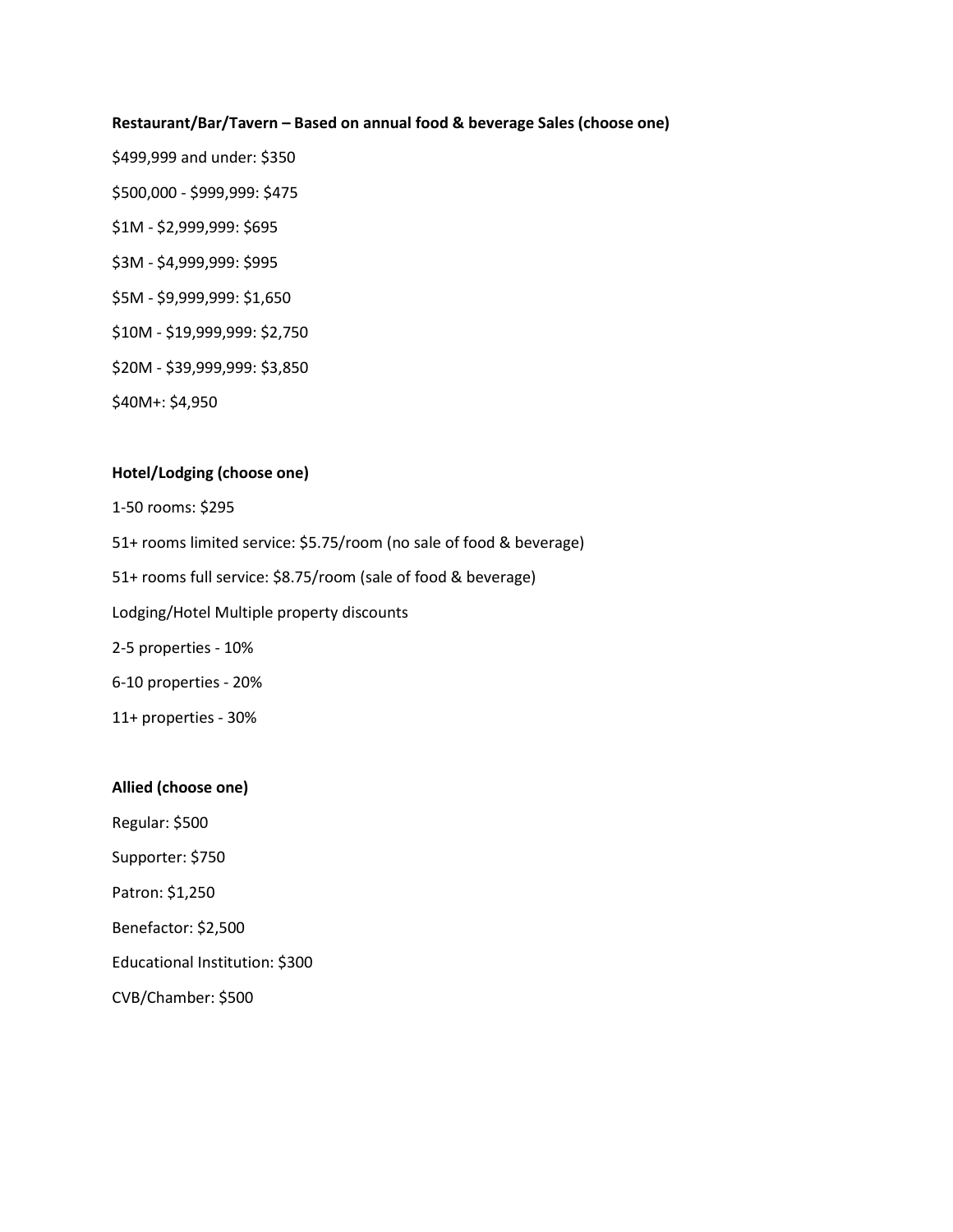**Restaurant/Bar/Tavern – Based on annual food & beverage Sales (choose one)**

$499,999 and under: $350

$500,000 - $999,999: $475

$1M - $2,999,999: $695

$3M - $4,999,999: $995

$5M - $9,999,999: $1,650

$10M - $19,999,999: $2,750

$20M - $39,999,999: $3,850

$40M+: $4,950

**Hotel/Lodging (choose one)**

1-50 rooms: $295

51+ rooms limited service: $5.75/room (no sale of food & beverage)

51+ rooms full service: $8.75/room (sale of food & beverage)

Lodging/Hotel Multiple property discounts

2-5 properties - 10%

6-10 properties - 20%

11+ properties - 30%

**Allied (choose one)**

Regular: $500

Supporter: $750

Patron: $1,250

Benefactor: $2,500

Educational Institution: $300

CVB/Chamber: $500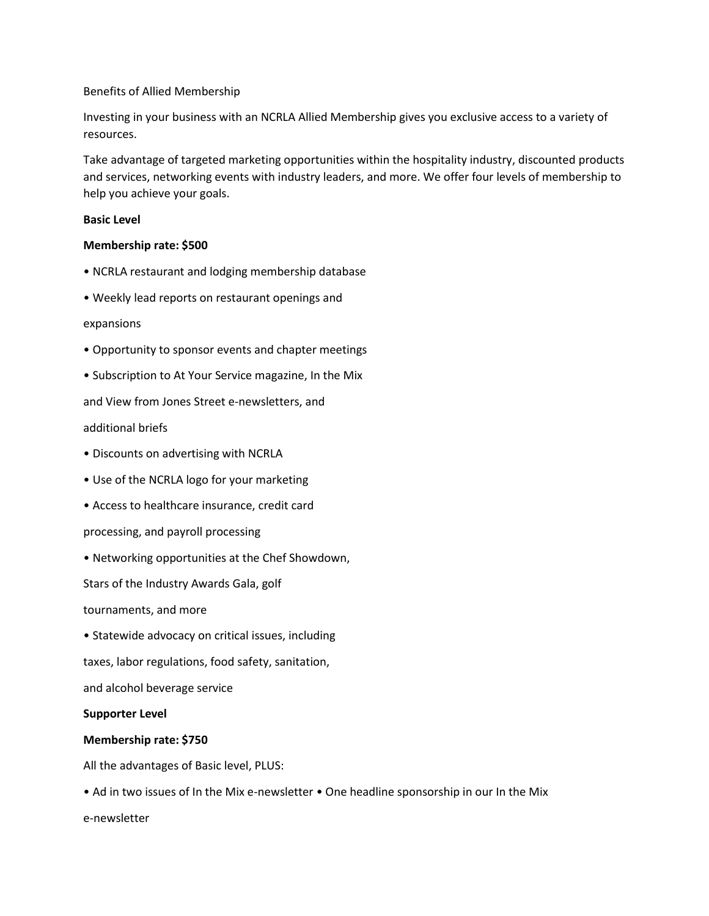Benefits of Allied Membership

Investing in your business with an NCRLA Allied Membership gives you exclusive access to a variety of resources.

Take advantage of targeted marketing opportunities within the hospitality industry, discounted products and services, networking events with industry leaders, and more. We offer four levels of membership to help you achieve your goals.

**Basic Level**

**Membership rate: $500**

- NCRLA restaurant and lodging membership database
- Weekly lead reports on restaurant openings and expansions
- Opportunity to sponsor events and chapter meetings
- Subscription to At Your Service magazine, In the Mix and View from Jones Street e-newsletters, and additional briefs
- Discounts on advertising with NCRLA
- Use of the NCRLA logo for your marketing
- Access to healthcare insurance, credit card processing, and payroll processing
- Networking opportunities at the Chef Showdown, Stars of the Industry Awards Gala, golf tournaments, and more
- Statewide advocacy on critical issues, including taxes, labor regulations, food safety, sanitation, and alcohol beverage service

**Supporter Level**

**Membership rate: $750**

All the advantages of Basic level, PLUS:

- Ad in two issues of In the Mix e-newsletter
- One headline sponsorship in our In the Mix e-newsletter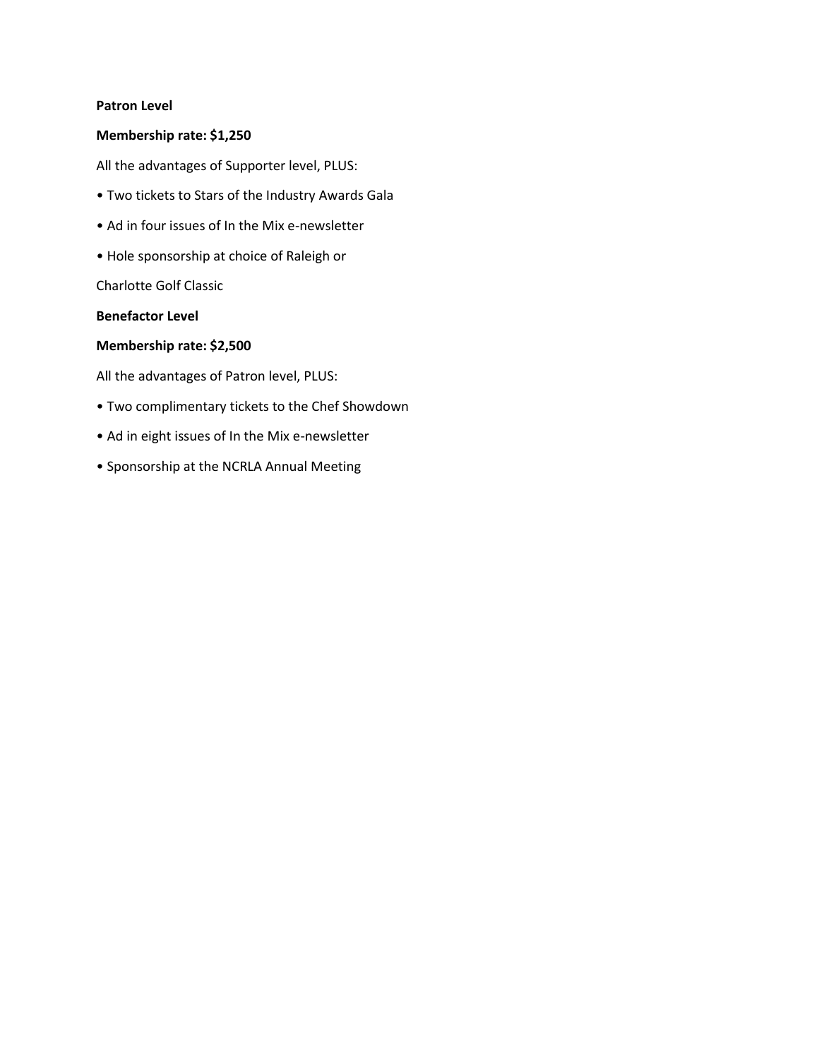**Patron Level**

**Membership rate: $1,250**

All the advantages of Supporter level, PLUS:

- Two tickets to Stars of the Industry Awards Gala
- Ad in four issues of In the Mix e-newsletter
- Hole sponsorship at choice of Raleigh or Charlotte Golf Classic

**Benefactor Level**

**Membership rate: $2,500**

All the advantages of Patron level, PLUS:

- Two complimentary tickets to the Chef Showdown
- Ad in eight issues of In the Mix e-newsletter
- Sponsorship at the NCRLA Annual Meeting